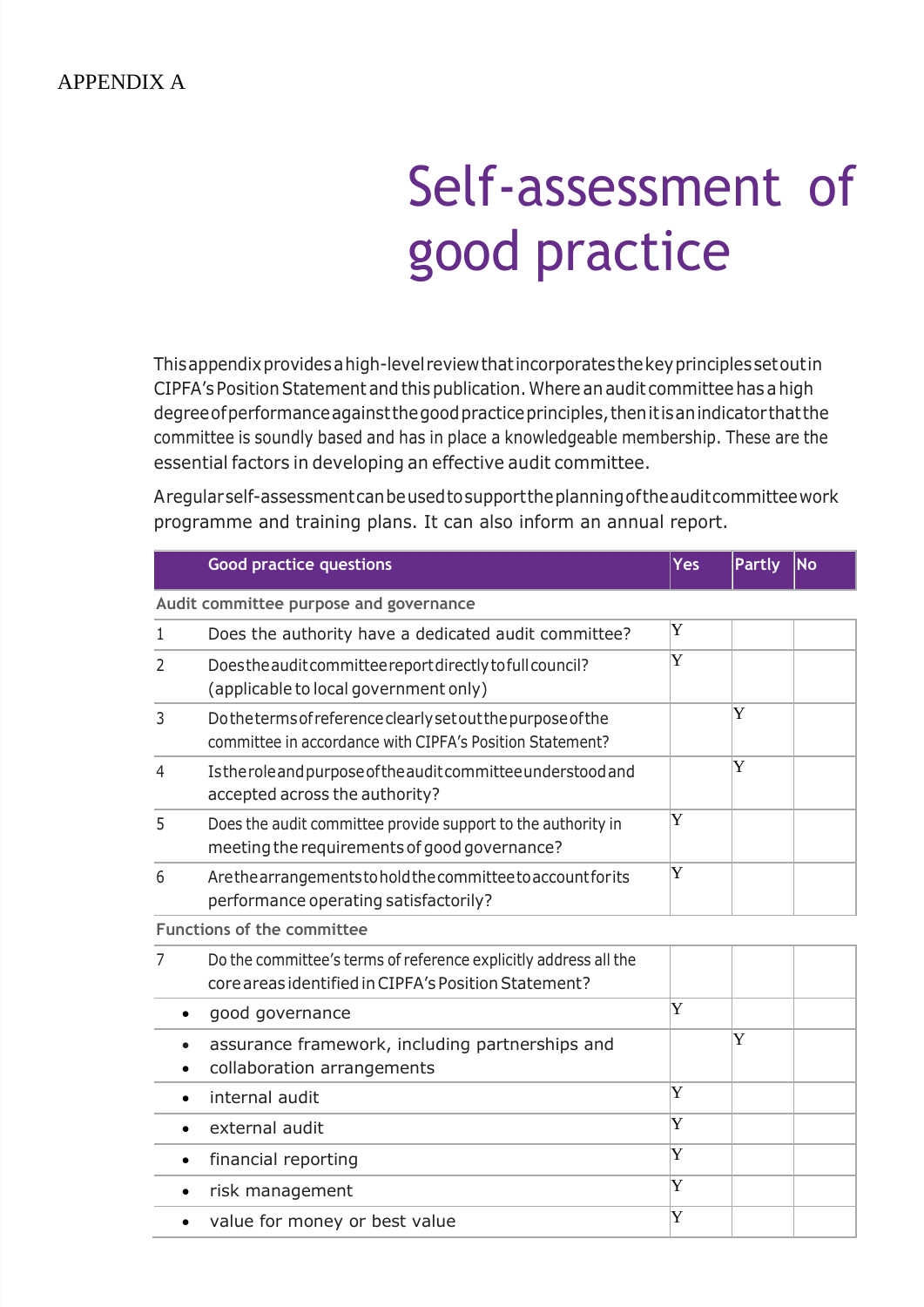APPENDIX A

# Self-assessment of good practice

This appendix provides a high-level review that incorporates the key principles set out in CIPFA's Position Statement and this publication. Where an audit committee has a high degree of performance against the good practice principles, then it is an indicator that the committee is soundly based and has in place a knowledgeable membership. These are the essential factors in developing an effective audit committee.

A regular self-assessment can be used to support the planning of the audit committee work programme and training plans. It can also inform an annual report.

| | Good practice questions | Yes | Partly | No |
|---|---|---|---|---|
| **Audit committee purpose and governance** | | | | |
| 1 | Does the authority have a dedicated audit committee? | Y | | |
| 2 | Does the audit committee report directly to full council? (applicable to local government only) | Y | | |
| 3 | Do the terms of reference clearly set out the purpose of the committee in accordance with CIPFA's Position Statement? | | Y | |
| 4 | Is the role and purpose of the audit committee understood and accepted across the authority? | | Y | |
| 5 | Does the audit committee provide support to the authority in meeting the requirements of good governance? | Y | | |
| 6 | Are the arrangements to hold the committee to account for its performance operating satisfactorily? | Y | | |
| **Functions of the committee** | | | | |
| 7 | Do the committee's terms of reference explicitly address all the core areas identified in CIPFA's Position Statement? | | | |
| | • good governance | Y | | |
| | • assurance framework, including partnerships and<br>• collaboration arrangements | | Y | |
| | • internal audit | Y | | |
| | • external audit | Y | | |
| | • financial reporting | Y | | |
| | • risk management | Y | | |
| | • value for money or best value | Y | | |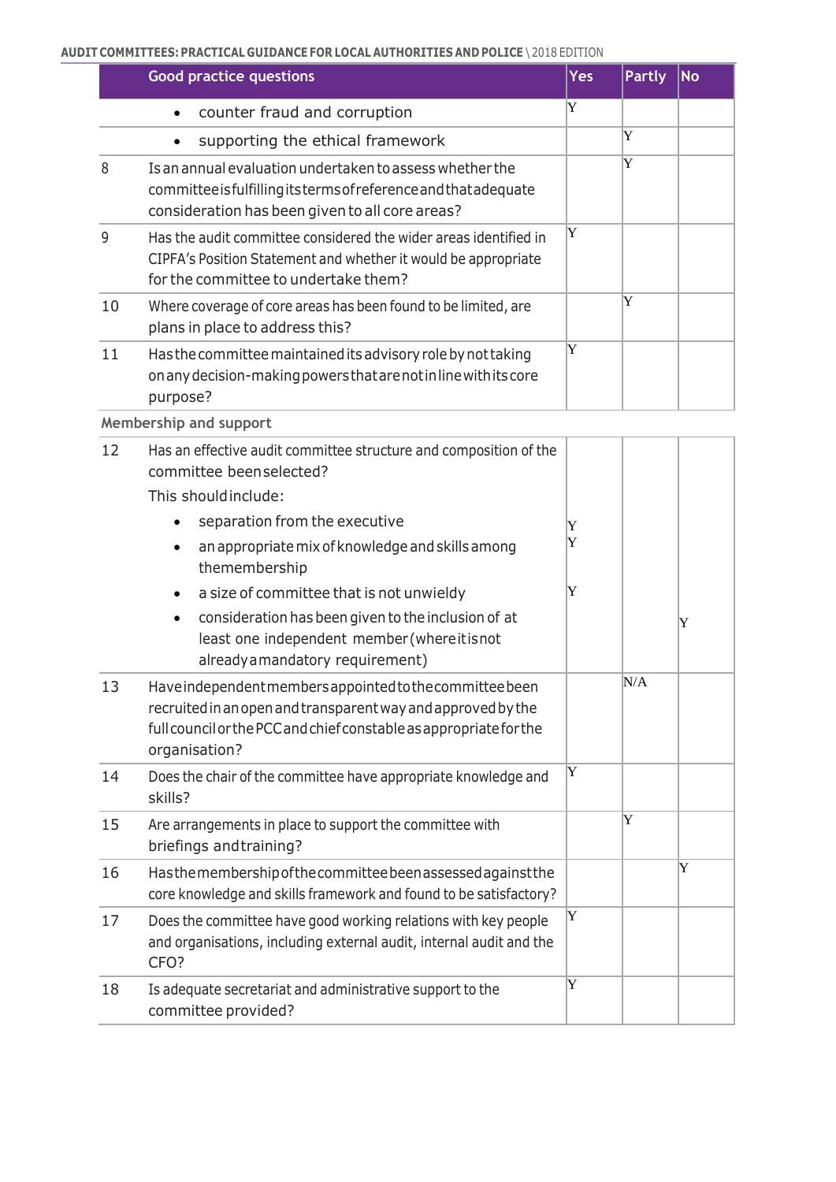| | Good practice questions | Yes | Partly | No |
|---|---|---|---|---|
| | • counter fraud and corruption | Y | | |
| | • supporting the ethical framework | | Y | |
| 8 | Is an annual evaluation undertaken to assess whether the committee is fulfilling its terms of reference and that adequate consideration has been given to all core areas? | | Y | |
| 9 | Has the audit committee considered the wider areas identified in CIPFA's Position Statement and whether it would be appropriate for the committee to undertake them? | Y | | |
| 10 | Where coverage of core areas has been found to be limited, are plans in place to address this? | | Y | |
| 11 | Has the committee maintained its advisory role by not taking on any decision-making powers that are not in line with its core purpose? | Y | | |
| **Membership and support** | | | | |
| 12 | Has an effective audit committee structure and composition of the committee been selected? This should include: | | | |
| | • separation from the executive | Y | | |
| | • an appropriate mix of knowledge and skills among the membership | Y | | |
| | • a size of committee that is not unwieldy | Y | | |
| | • consideration has been given to the inclusion of at least one independent member (where it is not already a mandatory requirement) | | | Y |
| 13 | Have independent members appointed to the committee been recruited in an open and transparent way and approved by the full council or the PCC and chief constable as appropriate for the organisation? | | N/A | |
| 14 | Does the chair of the committee have appropriate knowledge and skills? | Y | | |
| 15 | Are arrangements in place to support the committee with briefings and training? | | Y | |
| 16 | Has the membership of the committee been assessed against the core knowledge and skills framework and found to be satisfactory? | | | Y |
| 17 | Does the committee have good working relations with key people and organisations, including external audit, internal audit and the CFO? | Y | | |
| 18 | Is adequate secretariat and administrative support to the committee provided? | Y | | |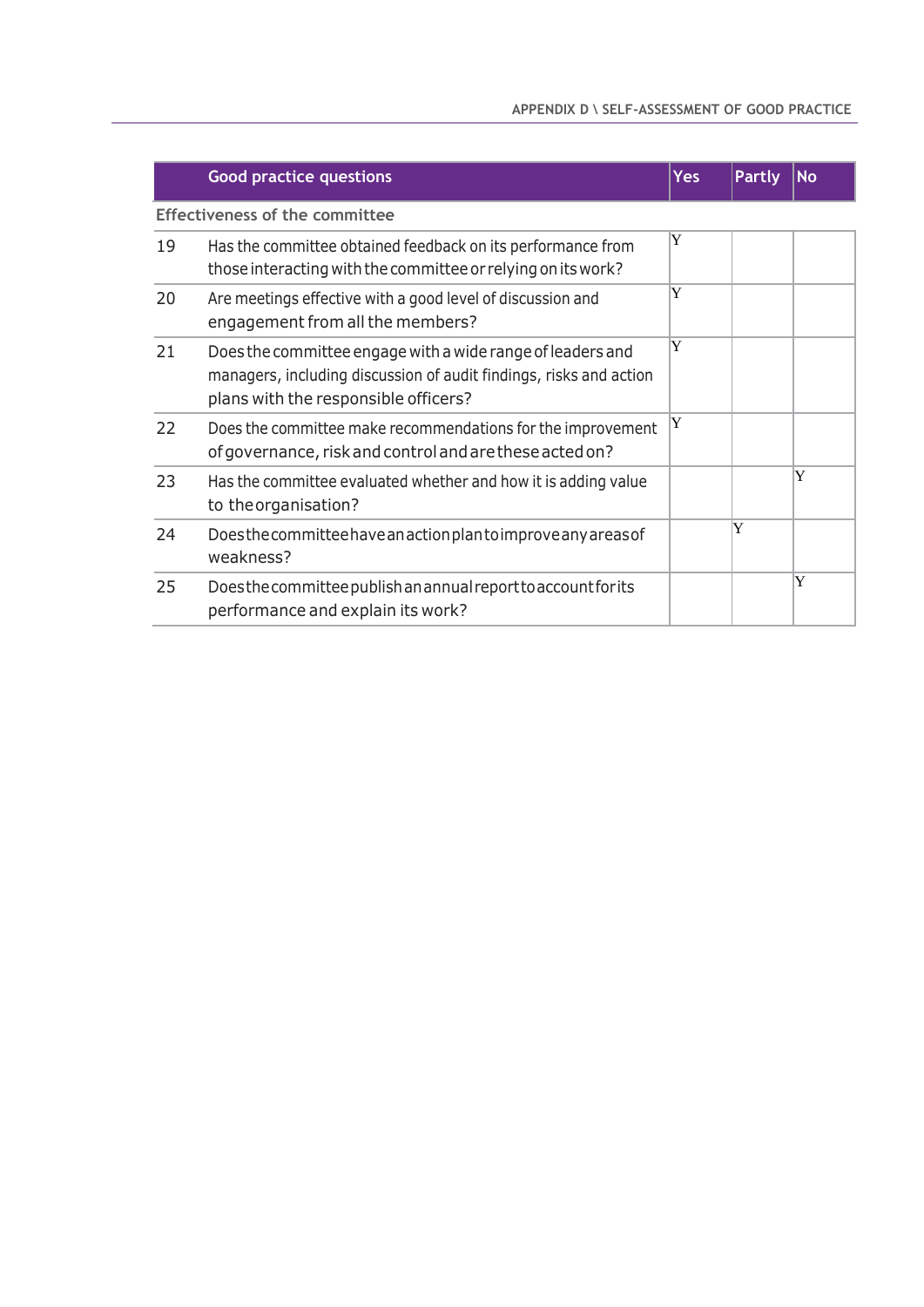| | Good practice questions | Yes | Partly | No |
|---|---|---|---|---|
| | **Effectiveness of the committee** | | | |
| 19 | Has the committee obtained feedback on its performance from those interacting with the committee or relying on its work? | Y | | |
| 20 | Are meetings effective with a good level of discussion and engagement from all the members? | Y | | |
| 21 | Does the committee engage with a wide range of leaders and managers, including discussion of audit findings, risks and action plans with the responsible officers? | Y | | |
| 22 | Does the committee make recommendations for the improvement of governance, risk and control and are these acted on? | Y | | |
| 23 | Has the committee evaluated whether and how it is adding value to the organisation? | | | Y |
| 24 | Does the committee have an action plan to improve any areas of weakness? | | Y | |
| 25 | Does the committee publish an annual report to account for its performance and explain its work? | | | Y |